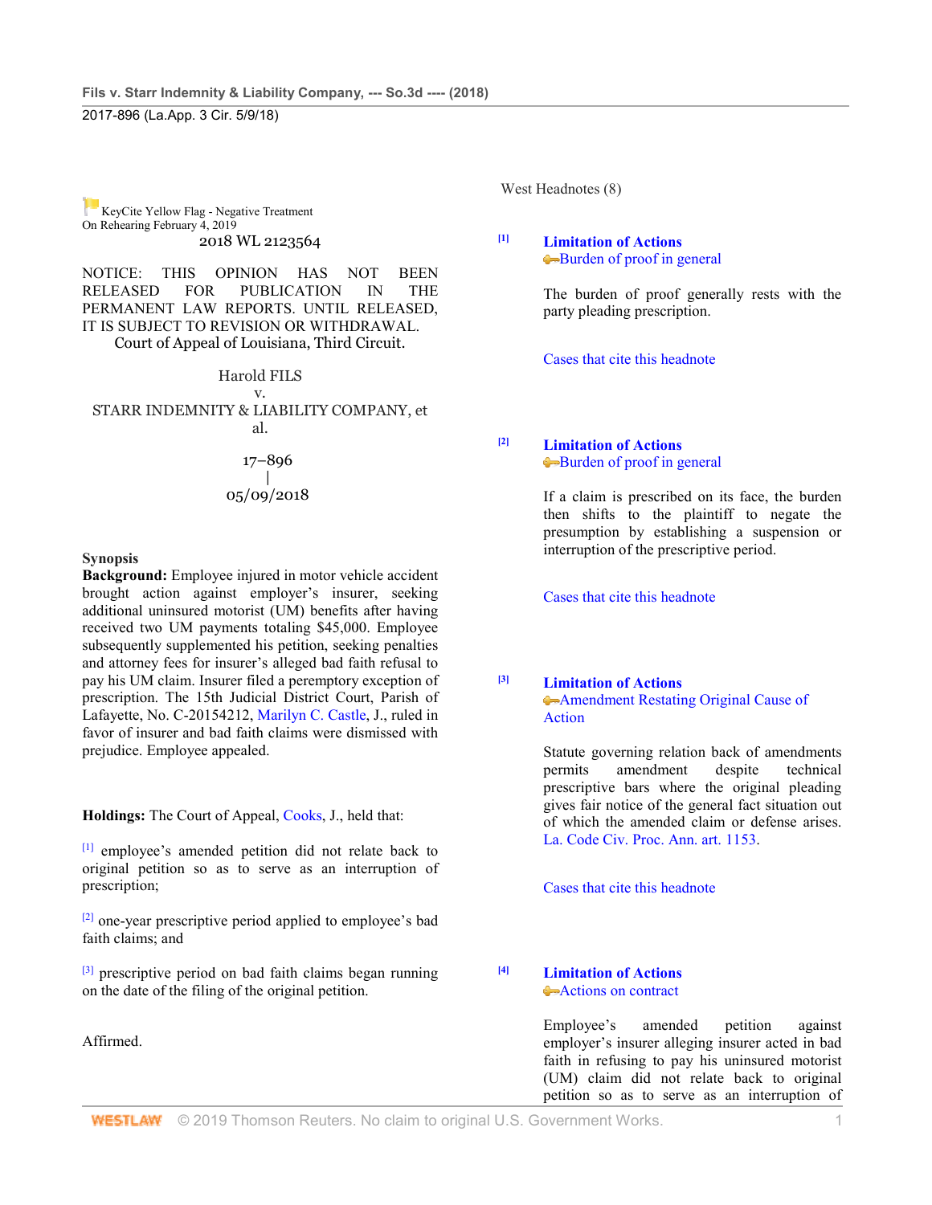KeyCite Yellow Flag - Negative Treatment
On Rehearing February 4, 2019

2018 WL 2123564

NOTICE: THIS OPINION HAS NOT BEEN RELEASED FOR PUBLICATION IN THE PERMANENT LAW REPORTS. UNTIL RELEASED, IT IS SUBJECT TO REVISION OR WITHDRAWAL.

Court of Appeal of Louisiana, Third Circuit.

Harold FILS
v.
STARR INDEMNITY & LIABILITY COMPANY, et al.

17–896
|
05/09/2018

**Synopsis**

**Background:** Employee injured in motor vehicle accident brought action against employer's insurer, seeking additional uninsured motorist (UM) benefits after having received two UM payments totaling $45,000. Employee subsequently supplemented his petition, seeking penalties and attorney fees for insurer's alleged bad faith refusal to pay his UM claim. Insurer filed a peremptory exception of prescription. The 15th Judicial District Court, Parish of Lafayette, No. C-20154212, Marilyn C. Castle, J., ruled in favor of insurer and bad faith claims were dismissed with prejudice. Employee appealed.

**Holdings:** The Court of Appeal, Cooks, J., held that:

[1] employee's amended petition did not relate back to original petition so as to serve as an interruption of prescription;

[2] one-year prescriptive period applied to employee's bad faith claims; and

[3] prescriptive period on bad faith claims began running on the date of the filing of the original petition.

Affirmed.

West Headnotes (8)

[1] **Limitation of Actions**
Burden of proof in general

The burden of proof generally rests with the party pleading prescription.

Cases that cite this headnote

[2] **Limitation of Actions**
Burden of proof in general

If a claim is prescribed on its face, the burden then shifts to the plaintiff to negate the presumption by establishing a suspension or interruption of the prescriptive period.

Cases that cite this headnote

[3] **Limitation of Actions**
Amendment Restating Original Cause of Action

Statute governing relation back of amendments permits amendment despite technical prescriptive bars where the original pleading gives fair notice of the general fact situation out of which the amended claim or defense arises. La. Code Civ. Proc. Ann. art. 1153.

Cases that cite this headnote

[4] **Limitation of Actions**
Actions on contract

Employee's amended petition against employer's insurer alleging insurer acted in bad faith in refusing to pay his uninsured motorist (UM) claim did not relate back to original petition so as to serve as an interruption of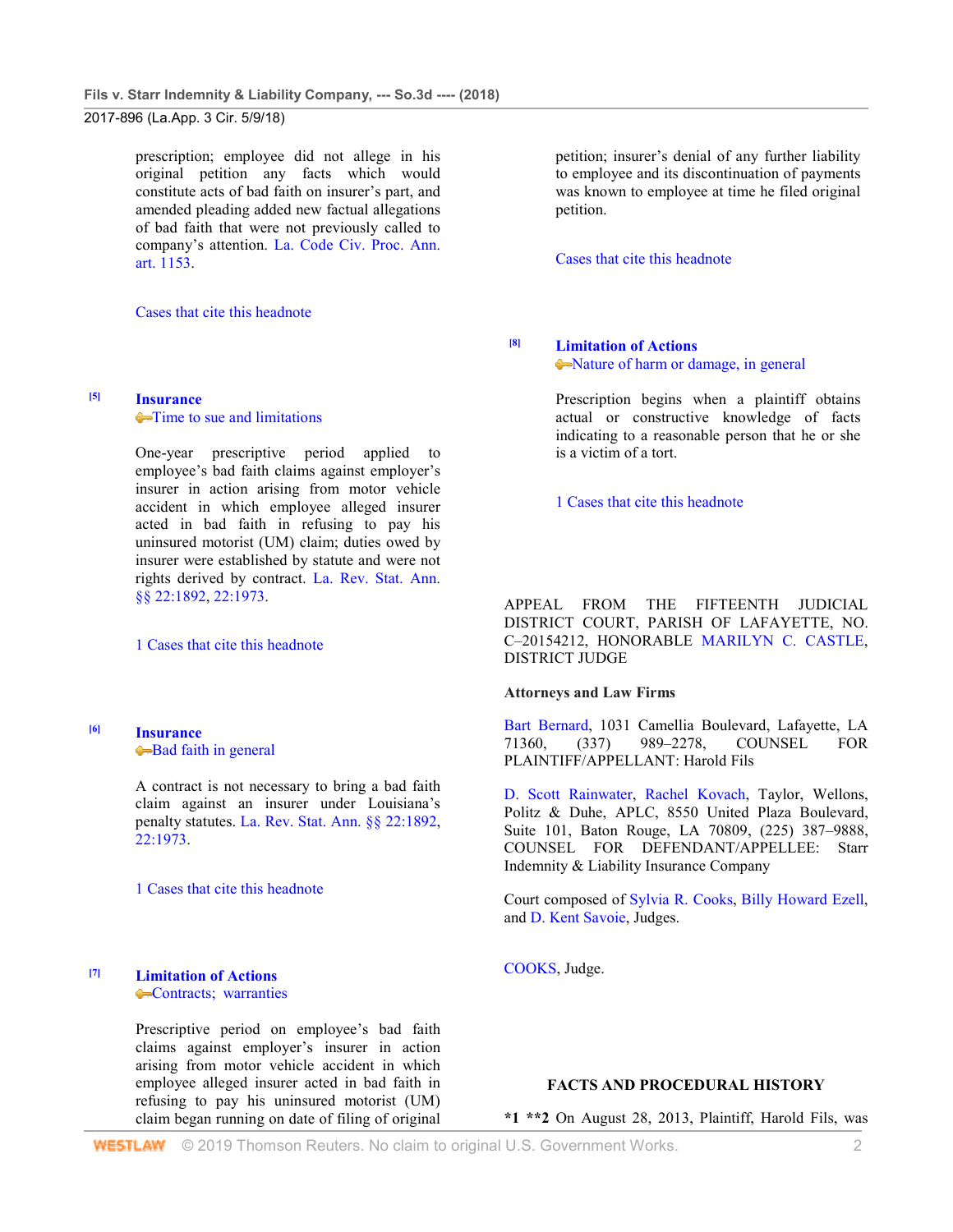prescription; employee did not allege in his original petition any facts which would constitute acts of bad faith on insurer's part, and amended pleading added new factual allegations of bad faith that were not previously called to company's attention. La. Code Civ. Proc. Ann. art. 1153.

Cases that cite this headnote

[5] **Insurance**
Time to sue and limitations

One-year prescriptive period applied to employee's bad faith claims against employer's insurer in action arising from motor vehicle accident in which employee alleged insurer acted in bad faith in refusing to pay his uninsured motorist (UM) claim; duties owed by insurer were established by statute and were not rights derived by contract. La. Rev. Stat. Ann. §§ 22:1892, 22:1973.

1 Cases that cite this headnote

[6] **Insurance**
Bad faith in general

A contract is not necessary to bring a bad faith claim against an insurer under Louisiana's penalty statutes. La. Rev. Stat. Ann. §§ 22:1892, 22:1973.

1 Cases that cite this headnote

[7] **Limitation of Actions**
Contracts; warranties

Prescriptive period on employee's bad faith claims against employer's insurer in action arising from motor vehicle accident in which employee alleged insurer acted in bad faith in refusing to pay his uninsured motorist (UM) claim began running on date of filing of original petition; insurer's denial of any further liability to employee and its discontinuation of payments was known to employee at time he filed original petition.

Cases that cite this headnote

[8] **Limitation of Actions**
Nature of harm or damage, in general

Prescription begins when a plaintiff obtains actual or constructive knowledge of facts indicating to a reasonable person that he or she is a victim of a tort.

1 Cases that cite this headnote

APPEAL FROM THE FIFTEENTH JUDICIAL DISTRICT COURT, PARISH OF LAFAYETTE, NO. C–20154212, HONORABLE MARILYN C. CASTLE, DISTRICT JUDGE

**Attorneys and Law Firms**

Bart Bernard, 1031 Camellia Boulevard, Lafayette, LA 71360, (337) 989–2278, COUNSEL FOR PLAINTIFF/APPELLANT: Harold Fils

D. Scott Rainwater, Rachel Kovach, Taylor, Wellons, Politz & Duhe, APLC, 8550 United Plaza Boulevard, Suite 101, Baton Rouge, LA 70809, (225) 387–9888, COUNSEL FOR DEFENDANT/APPELLEE: Starr Indemnity & Liability Insurance Company

Court composed of Sylvia R. Cooks, Billy Howard Ezell, and D. Kent Savoie, Judges.

COOKS, Judge.

**FACTS AND PROCEDURAL HISTORY**

***1 **2** On August 28, 2013, Plaintiff, Harold Fils, was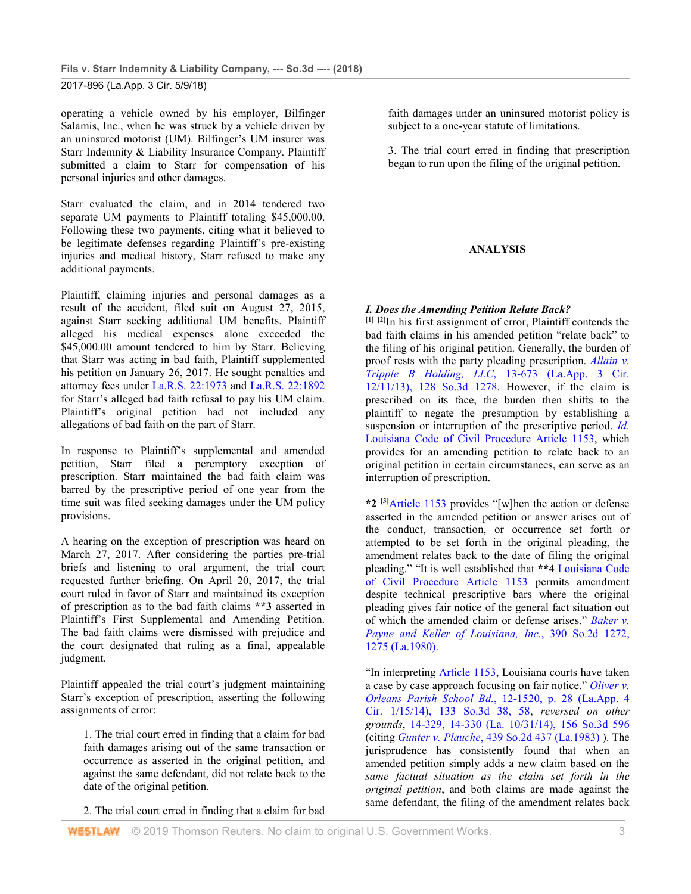operating a vehicle owned by his employer, Bilfinger Salamis, Inc., when he was struck by a vehicle driven by an uninsured motorist (UM). Bilfinger's UM insurer was Starr Indemnity & Liability Insurance Company. Plaintiff submitted a claim to Starr for compensation of his personal injuries and other damages.

Starr evaluated the claim, and in 2014 tendered two separate UM payments to Plaintiff totaling $45,000.00. Following these two payments, citing what it believed to be legitimate defenses regarding Plaintiff's pre-existing injuries and medical history, Starr refused to make any additional payments.

Plaintiff, claiming injuries and personal damages as a result of the accident, filed suit on August 27, 2015, against Starr seeking additional UM benefits. Plaintiff alleged his medical expenses alone exceeded the $45,000.00 amount tendered to him by Starr. Believing that Starr was acting in bad faith, Plaintiff supplemented his petition on January 26, 2017. He sought penalties and attorney fees under La.R.S. 22:1973 and La.R.S. 22:1892 for Starr's alleged bad faith refusal to pay his UM claim. Plaintiff's original petition had not included any allegations of bad faith on the part of Starr.

In response to Plaintiff's supplemental and amended petition, Starr filed a peremptory exception of prescription. Starr maintained the bad faith claim was barred by the prescriptive period of one year from the time suit was filed seeking damages under the UM policy provisions.

A hearing on the exception of prescription was heard on March 27, 2017. After considering the parties pre-trial briefs and listening to oral argument, the trial court requested further briefing. On April 20, 2017, the trial court ruled in favor of Starr and maintained its exception of prescription as to the bad faith claims **3 asserted in Plaintiff's First Supplemental and Amending Petition. The bad faith claims were dismissed with prejudice and the court designated that ruling as a final, appealable judgment.

Plaintiff appealed the trial court's judgment maintaining Starr's exception of prescription, asserting the following assignments of error:

> 1. The trial court erred in finding that a claim for bad faith damages arising out of the same transaction or occurrence as asserted in the original petition, and against the same defendant, did not relate back to the date of the original petition.
>
> 2. The trial court erred in finding that a claim for bad faith damages under an uninsured motorist policy is subject to a one-year statute of limitations.
>
> 3. The trial court erred in finding that prescription began to run upon the filing of the original petition.

## ANALYSIS

### *I. Does the Amending Petition Relate Back?*

[1] [2]In his first assignment of error, Plaintiff contends the bad faith claims in his amended petition "relate back" to the filing of his original petition. Generally, the burden of proof rests with the party pleading prescription. *Allain v. Tripple B Holding, LLC*, 13-673 (La.App. 3 Cir. 12/11/13), 128 So.3d 1278. However, if the claim is prescribed on its face, the burden then shifts to the plaintiff to negate the presumption by establishing a suspension or interruption of the prescriptive period. *Id.* Louisiana Code of Civil Procedure Article 1153, which provides for an amending petition to relate back to an original petition in certain circumstances, can serve as an interruption of prescription.

**\*2** [3]Article 1153 provides "[w]hen the action or defense asserted in the amended petition or answer arises out of the conduct, transaction, or occurrence set forth or attempted to be set forth in the original pleading, the amendment relates back to the date of filing the original pleading." "It is well established that **4 Louisiana Code of Civil Procedure Article 1153 permits amendment despite technical prescriptive bars where the original pleading gives fair notice of the general fact situation out of which the amended claim or defense arises." *Baker v. Payne and Keller of Louisiana, Inc.*, 390 So.2d 1272, 1275 (La.1980).

"In interpreting Article 1153, Louisiana courts have taken a case by case approach focusing on fair notice." *Oliver v. Orleans Parish School Bd.*, 12-1520, p. 28 (La.App. 4 Cir. 1/15/14), 133 So.3d 38, 58, *reversed on other grounds*, 14-329, 14-330 (La. 10/31/14), 156 So.3d 596 (citing *Gunter v. Plauche*, 439 So.2d 437 (La.1983) ). The jurisprudence has consistently found that when an amended petition simply adds a new claim based on the *same factual situation as the claim set forth in the original petition*, and both claims are made against the same defendant, the filing of the amendment relates back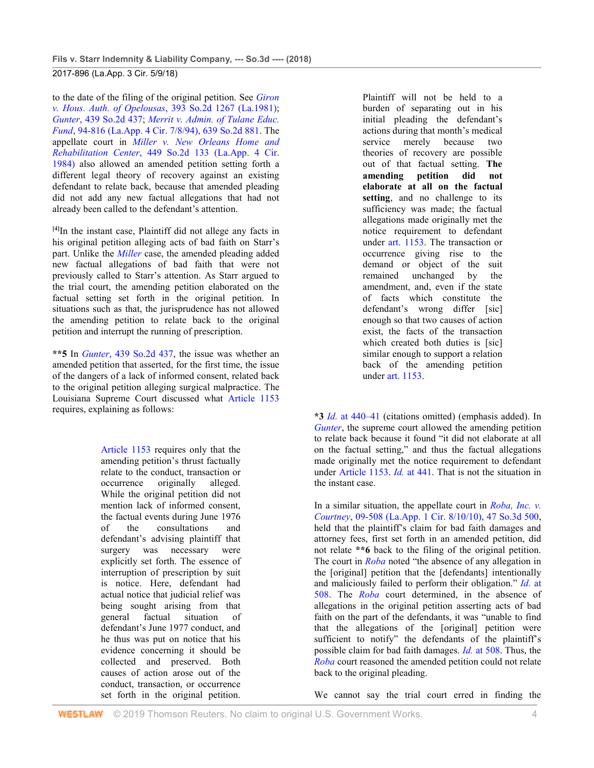to the date of the filing of the original petition. See *Giron v. Hous. Auth. of Opelousas*, 393 So.2d 1267 (La.1981); *Gunter*, 439 So.2d 437; *Merrit v. Admin. of Tulane Educ. Fund*, 94-816 (La.App. 4 Cir. 7/8/94), 639 So.2d 881. The appellate court in *Miller v. New Orleans Home and Rehabilitation Center*, 449 So.2d 133 (La.App. 4 Cir. 1984) also allowed an amended petition setting forth a different legal theory of recovery against an existing defendant to relate back, because that amended pleading did not add any new factual allegations that had not already been called to the defendant's attention.

[4]In the instant case, Plaintiff did not allege any facts in his original petition alleging acts of bad faith on Starr's part. Unlike the *Miller* case, the amended pleading added new factual allegations of bad faith that were not previously called to Starr's attention. As Starr argued to the trial court, the amending petition elaborated on the factual setting set forth in the original petition. In situations such as that, the jurisprudence has not allowed the amending petition to relate back to the original petition and interrupt the running of prescription.

**\*5** In *Gunter*, 439 So.2d 437, the issue was whether an amended petition that asserted, for the first time, the issue of the dangers of a lack of informed consent, related back to the original petition alleging surgical malpractice. The Louisiana Supreme Court discussed what Article 1153 requires, explaining as follows:

> Article 1153 requires only that the amending petition's thrust factually relate to the conduct, transaction or occurrence originally alleged. While the original petition did not mention lack of informed consent, the factual events during June 1976 of the consultations and defendant's advising plaintiff that surgery was necessary were explicitly set forth. The essence of interruption of prescription by suit is notice. Here, defendant had actual notice that judicial relief was being sought arising from that general factual situation of defendant's June 1977 conduct, and he thus was put on notice that his evidence concerning it should be collected and preserved. Both causes of action arose out of the conduct, transaction, or occurrence set forth in the original petition. Plaintiff will not be held to a burden of separating out in his initial pleading the defendant's actions during that month's medical service merely because two theories of recovery are possible out of that factual setting. **The amending petition did not elaborate at all on the factual setting**, and no challenge to its sufficiency was made; the factual allegations made originally met the notice requirement to defendant under art. 1153. The transaction or occurrence giving rise to the demand or object of the suit remained unchanged by the amendment, and, even if the state of facts which constitute the defendant's wrong differ [sic] enough so that two causes of action exist, the facts of the transaction which created both duties is [sic] similar enough to support a relation back of the amending petition under art. 1153.

**\*3** *Id.* at 440–41 (citations omitted) (emphasis added). In *Gunter*, the supreme court allowed the amending petition to relate back because it found "it did not elaborate at all on the factual setting," and thus the factual allegations made originally met the notice requirement to defendant under Article 1153. *Id.* at 441. That is not the situation in the instant case.

In a similar situation, the appellate court in *Roba, Inc. v. Courtney*, 09-508 (La.App. 1 Cir. 8/10/10), 47 So.3d 500, held that the plaintiff's claim for bad faith damages and attorney fees, first set forth in an amended petition, did not relate **\*\*6** back to the filing of the original petition. The court in *Roba* noted "the absence of any allegation in the [original] petition that the [defendants] intentionally and maliciously failed to perform their obligation." *Id.* at 508. The *Roba* court determined, in the absence of allegations in the original petition asserting acts of bad faith on the part of the defendants, it was "unable to find that the allegations of the [original] petition were sufficient to notify" the defendants of the plaintiff's possible claim for bad faith damages. *Id.* at 508. Thus, the *Roba* court reasoned the amended petition could not relate back to the original pleading.

We cannot say the trial court erred in finding the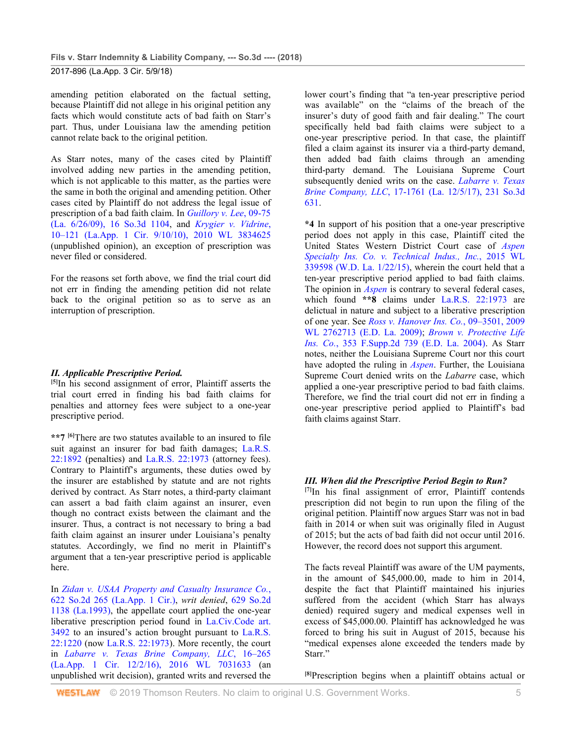amending petition elaborated on the factual setting, because Plaintiff did not allege in his original petition any facts which would constitute acts of bad faith on Starr's part. Thus, under Louisiana law the amending petition cannot relate back to the original petition.

As Starr notes, many of the cases cited by Plaintiff involved adding new parties in the amending petition, which is not applicable to this matter, as the parties were the same in both the original and amending petition. Other cases cited by Plaintiff do not address the legal issue of prescription of a bad faith claim. In *Guillory v. Lee*, 09-75 (La. 6/26/09), 16 So.3d 1104, and *Krygier v. Vidrine*, 10–121 (La.App. 1 Cir. 9/10/10), 2010 WL 3834625 (unpublished opinion), an exception of prescription was never filed or considered.

For the reasons set forth above, we find the trial court did not err in finding the amending petition did not relate back to the original petition so as to serve as an interruption of prescription.

### *II. Applicable Prescriptive Period.*

[5]In his second assignment of error, Plaintiff asserts the trial court erred in finding his bad faith claims for penalties and attorney fees were subject to a one-year prescriptive period.

**\*\*7** [6]There are two statutes available to an insured to file suit against an insurer for bad faith damages; La.R.S. 22:1892 (penalties) and La.R.S. 22:1973 (attorney fees). Contrary to Plaintiff's arguments, these duties owed by the insurer are established by statute and are not rights derived by contract. As Starr notes, a third-party claimant can assert a bad faith claim against an insurer, even though no contract exists between the claimant and the insurer. Thus, a contract is not necessary to bring a bad faith claim against an insurer under Louisiana's penalty statutes. Accordingly, we find no merit in Plaintiff's argument that a ten-year prescriptive period is applicable here.

In *Zidan v. USAA Property and Casualty Insurance Co.*, 622 So.2d 265 (La.App. 1 Cir.), *writ denied*, 629 So.2d 1138 (La.1993), the appellate court applied the one-year liberative prescription period found in La.Civ.Code art. 3492 to an insured's action brought pursuant to La.R.S. 22:1220 (now La.R.S. 22:1973). More recently, the court in *Labarre v. Texas Brine Company, LLC*, 16–265 (La.App. 1 Cir. 12/2/16), 2016 WL 7031633 (an unpublished writ decision), granted writs and reversed the lower court's finding that "a ten-year prescriptive period was available" on the "claims of the breach of the insurer's duty of good faith and fair dealing." The court specifically held bad faith claims were subject to a one-year prescriptive period. In that case, the plaintiff filed a claim against its insurer via a third-party demand, then added bad faith claims through an amending third-party demand. The Louisiana Supreme Court subsequently denied writs on the case. *Labarre v. Texas Brine Company, LLC*, 17-1761 (La. 12/5/17), 231 So.3d 631.

**\*4** In support of his position that a one-year prescriptive period does not apply in this case, Plaintiff cited the United States Western District Court case of *Aspen Specialty Ins. Co. v. Technical Indus., Inc.*, 2015 WL 339598 (W.D. La. 1/22/15), wherein the court held that a ten-year prescriptive period applied to bad faith claims. The opinion in *Aspen* is contrary to several federal cases, which found **\*\*8** claims under La.R.S. 22:1973 are delictual in nature and subject to a liberative prescription of one year. See *Ross v. Hanover Ins. Co.*, 09–3501, 2009 WL 2762713 (E.D. La. 2009); *Brown v. Protective Life Ins. Co.*, 353 F.Supp.2d 739 (E.D. La. 2004). As Starr notes, neither the Louisiana Supreme Court nor this court have adopted the ruling in *Aspen*. Further, the Louisiana Supreme Court denied writs on the *Labarre* case, which applied a one-year prescriptive period to bad faith claims. Therefore, we find the trial court did not err in finding a one-year prescriptive period applied to Plaintiff's bad faith claims against Starr.

### *III. When did the Prescriptive Period Begin to Run?*

[7]In his final assignment of error, Plaintiff contends prescription did not begin to run upon the filing of the original petition. Plaintiff now argues Starr was not in bad faith in 2014 or when suit was originally filed in August of 2015; but the acts of bad faith did not occur until 2016. However, the record does not support this argument.

The facts reveal Plaintiff was aware of the UM payments, in the amount of $45,000.00, made to him in 2014, despite the fact that Plaintiff maintained his injuries suffered from the accident (which Starr has always denied) required sugery and medical expenses well in excess of $45,000.00. Plaintiff has acknowledged he was forced to bring his suit in August of 2015, because his "medical expenses alone exceeded the tenders made by Starr."

[8]Prescription begins when a plaintiff obtains actual or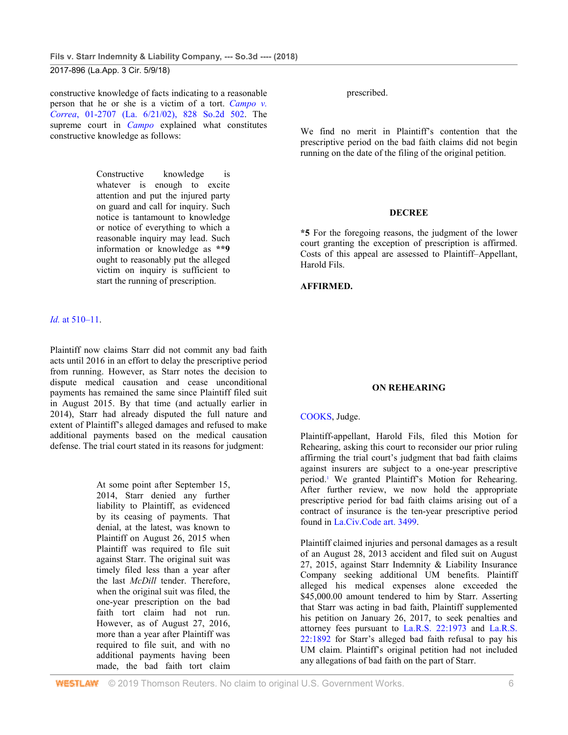constructive knowledge of facts indicating to a reasonable person that he or she is a victim of a tort. *Campo v. Correa*, 01-2707 (La. 6/21/02), 828 So.2d 502. The supreme court in *Campo* explained what constitutes constructive knowledge as follows:

> Constructive knowledge is whatever is enough to excite attention and put the injured party on guard and call for inquiry. Such notice is tantamount to knowledge or notice of everything to which a reasonable inquiry may lead. Such information or knowledge as **\*\*9** ought to reasonably put the alleged victim on inquiry is sufficient to start the running of prescription.

*Id.* at 510–11.

Plaintiff now claims Starr did not commit any bad faith acts until 2016 in an effort to delay the prescriptive period from running. However, as Starr notes the decision to dispute medical causation and cease unconditional payments has remained the same since Plaintiff filed suit in August 2015. By that time (and actually earlier in 2014), Starr had already disputed the full nature and extent of Plaintiff's alleged damages and refused to make additional payments based on the medical causation defense. The trial court stated in its reasons for judgment:

> At some point after September 15, 2014, Starr denied any further liability to Plaintiff, as evidenced by its ceasing of payments. That denial, at the latest, was known to Plaintiff on August 26, 2015 when Plaintiff was required to file suit against Starr. The original suit was timely filed less than a year after the last *McDill* tender. Therefore, when the original suit was filed, the one-year prescription on the bad faith tort claim had not run. However, as of August 27, 2016, more than a year after Plaintiff was required to file suit, and with no additional payments having been made, the bad faith tort claim prescribed.

We find no merit in Plaintiff's contention that the prescriptive period on the bad faith claims did not begin running on the date of the filing of the original petition.

## DECREE

**\*5** For the foregoing reasons, the judgment of the lower court granting the exception of prescription is affirmed. Costs of this appeal are assessed to Plaintiff–Appellant, Harold Fils.

**AFFIRMED.**

## ON REHEARING

COOKS, Judge.

Plaintiff-appellant, Harold Fils, filed this Motion for Rehearing, asking this court to reconsider our prior ruling affirming the trial court's judgment that bad faith claims against insurers are subject to a one-year prescriptive period.[1] We granted Plaintiff's Motion for Rehearing. After further review, we now hold the appropriate prescriptive period for bad faith claims arising out of a contract of insurance is the ten-year prescriptive period found in La.Civ.Code art. 3499.

Plaintiff claimed injuries and personal damages as a result of an August 28, 2013 accident and filed suit on August 27, 2015, against Starr Indemnity & Liability Insurance Company seeking additional UM benefits. Plaintiff alleged his medical expenses alone exceeded the $45,000.00 amount tendered to him by Starr. Asserting that Starr was acting in bad faith, Plaintiff supplemented his petition on January 26, 2017, to seek penalties and attorney fees pursuant to La.R.S. 22:1973 and La.R.S. 22:1892 for Starr's alleged bad faith refusal to pay his UM claim. Plaintiff's original petition had not included any allegations of bad faith on the part of Starr.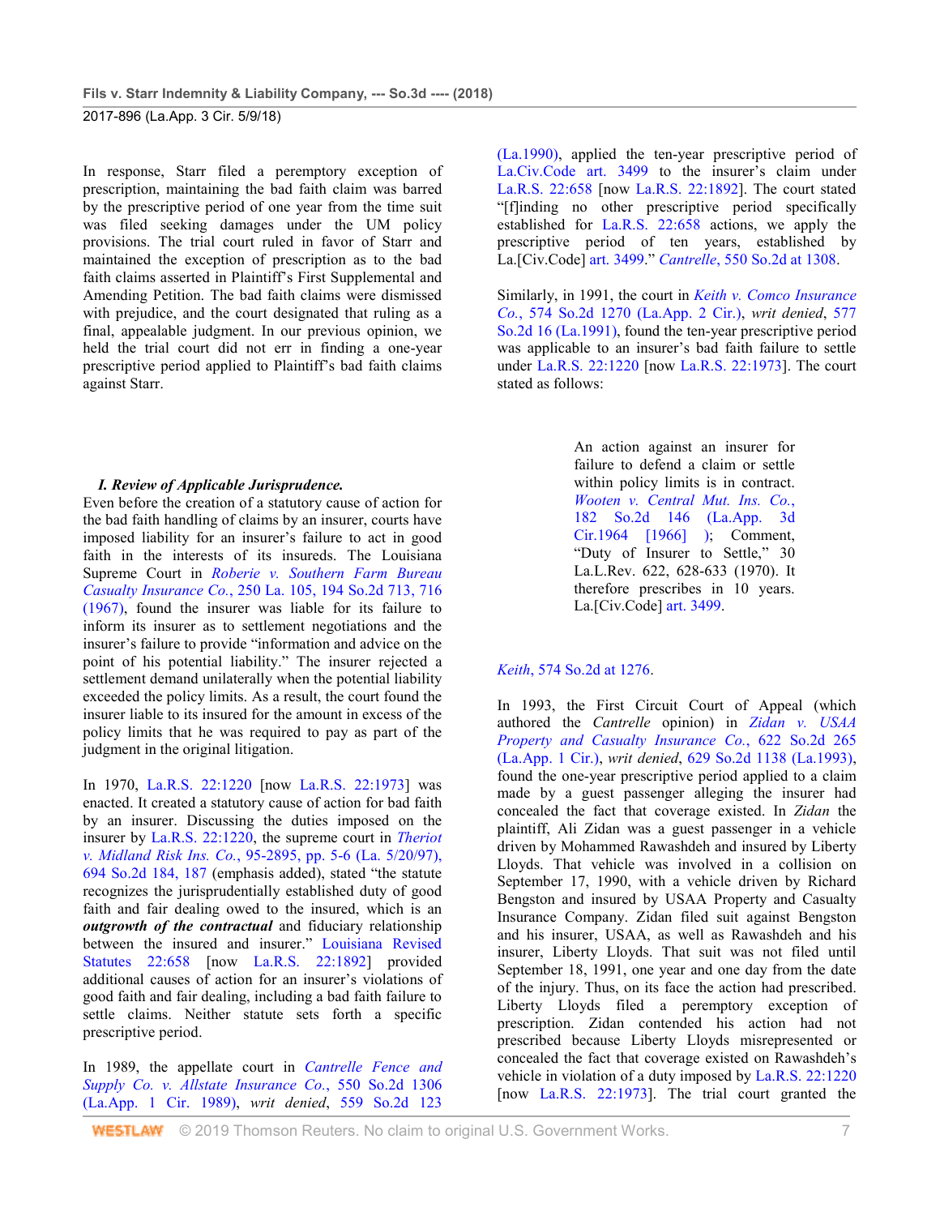In response, Starr filed a peremptory exception of prescription, maintaining the bad faith claim was barred by the prescriptive period of one year from the time suit was filed seeking damages under the UM policy provisions. The trial court ruled in favor of Starr and maintained the exception of prescription as to the bad faith claims asserted in Plaintiff's First Supplemental and Amending Petition. The bad faith claims were dismissed with prejudice, and the court designated that ruling as a final, appealable judgment. In our previous opinion, we held the trial court did not err in finding a one-year prescriptive period applied to Plaintiff's bad faith claims against Starr.

***I. Review of Applicable Jurisprudence.***

Even before the creation of a statutory cause of action for the bad faith handling of claims by an insurer, courts have imposed liability for an insurer's failure to act in good faith in the interests of its insureds. The Louisiana Supreme Court in *Roberie v. Southern Farm Bureau Casualty Insurance Co.*, 250 La. 105, 194 So.2d 713, 716 (1967), found the insurer was liable for its failure to inform its insurer as to settlement negotiations and the insurer's failure to provide "information and advice on the point of his potential liability." The insurer rejected a settlement demand unilaterally when the potential liability exceeded the policy limits. As a result, the court found the insurer liable to its insured for the amount in excess of the policy limits that he was required to pay as part of the judgment in the original litigation.

In 1970, La.R.S. 22:1220 [now La.R.S. 22:1973] was enacted. It created a statutory cause of action for bad faith by an insurer. Discussing the duties imposed on the insurer by La.R.S. 22:1220, the supreme court in *Theriot v. Midland Risk Ins. Co.*, 95-2895, pp. 5-6 (La. 5/20/97), 694 So.2d 184, 187 (emphasis added), stated "the statute recognizes the jurisprudentially established duty of good faith and fair dealing owed to the insured, which is an ***outgrowth of the contractual*** and fiduciary relationship between the insured and insurer." Louisiana Revised Statutes 22:658 [now La.R.S. 22:1892] provided additional causes of action for an insurer's violations of good faith and fair dealing, including a bad faith failure to settle claims. Neither statute sets forth a specific prescriptive period.

In 1989, the appellate court in *Cantrelle Fence and Supply Co. v. Allstate Insurance Co.*, 550 So.2d 1306 (La.App. 1 Cir. 1989), *writ denied*, 559 So.2d 123 (La.1990), applied the ten-year prescriptive period of La.Civ.Code art. 3499 to the insurer's claim under La.R.S. 22:658 [now La.R.S. 22:1892]. The court stated "[f]inding no other prescriptive period specifically established for La.R.S. 22:658 actions, we apply the prescriptive period of ten years, established by La.[Civ.Code] art. 3499." *Cantrelle*, 550 So.2d at 1308.

Similarly, in 1991, the court in *Keith v. Comco Insurance Co.*, 574 So.2d 1270 (La.App. 2 Cir.), *writ denied*, 577 So.2d 16 (La.1991), found the ten-year prescriptive period was applicable to an insurer's bad faith failure to settle under La.R.S. 22:1220 [now La.R.S. 22:1973]. The court stated as follows:

> An action against an insurer for failure to defend a claim or settle within policy limits is in contract. *Wooten v. Central Mut. Ins. Co.*, 182 So.2d 146 (La.App. 3d Cir.1964 [1966] ); Comment, "Duty of Insurer to Settle," 30 La.L.Rev. 622, 628-633 (1970). It therefore prescribes in 10 years. La.[Civ.Code] art. 3499.

*Keith*, 574 So.2d at 1276.

In 1993, the First Circuit Court of Appeal (which authored the *Cantrelle* opinion) in *Zidan v. USAA Property and Casualty Insurance Co.*, 622 So.2d 265 (La.App. 1 Cir.), *writ denied*, 629 So.2d 1138 (La.1993), found the one-year prescriptive period applied to a claim made by a guest passenger alleging the insurer had concealed the fact that coverage existed. In *Zidan* the plaintiff, Ali Zidan was a guest passenger in a vehicle driven by Mohammed Rawashdeh and insured by Liberty Lloyds. That vehicle was involved in a collision on September 17, 1990, with a vehicle driven by Richard Bengston and insured by USAA Property and Casualty Insurance Company. Zidan filed suit against Bengston and his insurer, USAA, as well as Rawashdeh and his insurer, Liberty Lloyds. That suit was not filed until September 18, 1991, one year and one day from the date of the injury. Thus, on its face the action had prescribed. Liberty Lloyds filed a peremptory exception of prescription. Zidan contended his action had not prescribed because Liberty Lloyds misrepresented or concealed the fact that coverage existed on Rawashdeh's vehicle in violation of a duty imposed by La.R.S. 22:1220 [now La.R.S. 22:1973]. The trial court granted the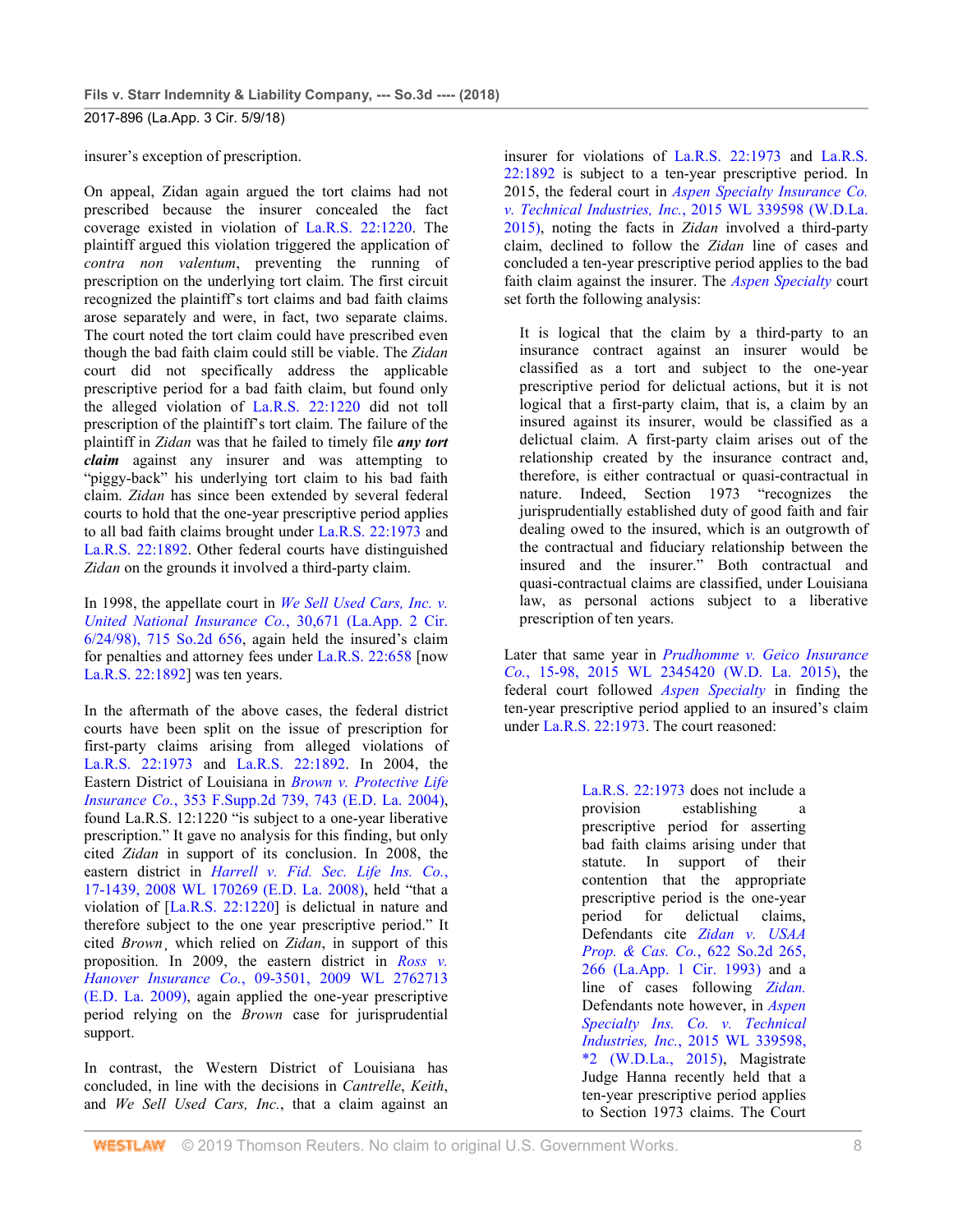insurer's exception of prescription.

On appeal, Zidan again argued the tort claims had not prescribed because the insurer concealed the fact coverage existed in violation of La.R.S. 22:1220. The plaintiff argued this violation triggered the application of *contra non valentum*, preventing the running of prescription on the underlying tort claim. The first circuit recognized the plaintiff's tort claims and bad faith claims arose separately and were, in fact, two separate claims. The court noted the tort claim could have prescribed even though the bad faith claim could still be viable. The *Zidan* court did not specifically address the applicable prescriptive period for a bad faith claim, but found only the alleged violation of La.R.S. 22:1220 did not toll prescription of the plaintiff's tort claim. The failure of the plaintiff in *Zidan* was that he failed to timely file ***any tort claim*** against any insurer and was attempting to "piggy-back" his underlying tort claim to his bad faith claim. *Zidan* has since been extended by several federal courts to hold that the one-year prescriptive period applies to all bad faith claims brought under La.R.S. 22:1973 and La.R.S. 22:1892. Other federal courts have distinguished *Zidan* on the grounds it involved a third-party claim.

In 1998, the appellate court in *We Sell Used Cars, Inc. v. United National Insurance Co.*, 30,671 (La.App. 2 Cir. 6/24/98), 715 So.2d 656, again held the insured's claim for penalties and attorney fees under La.R.S. 22:658 [now La.R.S. 22:1892] was ten years.

In the aftermath of the above cases, the federal district courts have been split on the issue of prescription for first-party claims arising from alleged violations of La.R.S. 22:1973 and La.R.S. 22:1892. In 2004, the Eastern District of Louisiana in *Brown v. Protective Life Insurance Co.*, 353 F.Supp.2d 739, 743 (E.D. La. 2004), found La.R.S. 12:1220 "is subject to a one-year liberative prescription." It gave no analysis for this finding, but only cited *Zidan* in support of its conclusion. In 2008, the eastern district in *Harrell v. Fid. Sec. Life Ins. Co.*, 17-1439, 2008 WL 170269 (E.D. La. 2008), held "that a violation of [La.R.S. 22:1220] is delictual in nature and therefore subject to the one year prescriptive period." It cited *Brown*, which relied on *Zidan*, in support of this proposition. In 2009, the eastern district in *Ross v. Hanover Insurance Co.*, 09-3501, 2009 WL 2762713 (E.D. La. 2009), again applied the one-year prescriptive period relying on the *Brown* case for jurisprudential support.

In contrast, the Western District of Louisiana has concluded, in line with the decisions in *Cantrelle*, *Keith*, and *We Sell Used Cars, Inc.*, that a claim against an insurer for violations of La.R.S. 22:1973 and La.R.S. 22:1892 is subject to a ten-year prescriptive period. In 2015, the federal court in *Aspen Specialty Insurance Co. v. Technical Industries, Inc.*, 2015 WL 339598 (W.D.La. 2015), noting the facts in *Zidan* involved a third-party claim, declined to follow the *Zidan* line of cases and concluded a ten-year prescriptive period applies to the bad faith claim against the insurer. The *Aspen Specialty* court set forth the following analysis:

> It is logical that the claim by a third-party to an insurance contract against an insurer would be classified as a tort and subject to the one-year prescriptive period for delictual actions, but it is not logical that a first-party claim, that is, a claim by an insured against its insurer, would be classified as a delictual claim. A first-party claim arises out of the relationship created by the insurance contract and, therefore, is either contractual or quasi-contractual in nature. Indeed, Section 1973 "recognizes the jurisprudentially established duty of good faith and fair dealing owed to the insured, which is an outgrowth of the contractual and fiduciary relationship between the insured and the insurer." Both contractual and quasi-contractual claims are classified, under Louisiana law, as personal actions subject to a liberative prescription of ten years.

Later that same year in *Prudhomme v. Geico Insurance Co.*, 15-98, 2015 WL 2345420 (W.D. La. 2015), the federal court followed *Aspen Specialty* in finding the ten-year prescriptive period applied to an insured's claim under La.R.S. 22:1973. The court reasoned:

> La.R.S. 22:1973 does not include a provision establishing a prescriptive period for asserting bad faith claims arising under that statute. In support of their contention that the appropriate prescriptive period is the one-year period for delictual claims, Defendants cite *Zidan v. USAA Prop. & Cas. Co.*, 622 So.2d 265, 266 (La.App. 1 Cir. 1993) and a line of cases following *Zidan.* Defendants note however, in *Aspen Specialty Ins. Co. v. Technical Industries, Inc.*, 2015 WL 339598, *2 (W.D.La., 2015), Magistrate Judge Hanna recently held that a ten-year prescriptive period applies to Section 1973 claims. The Court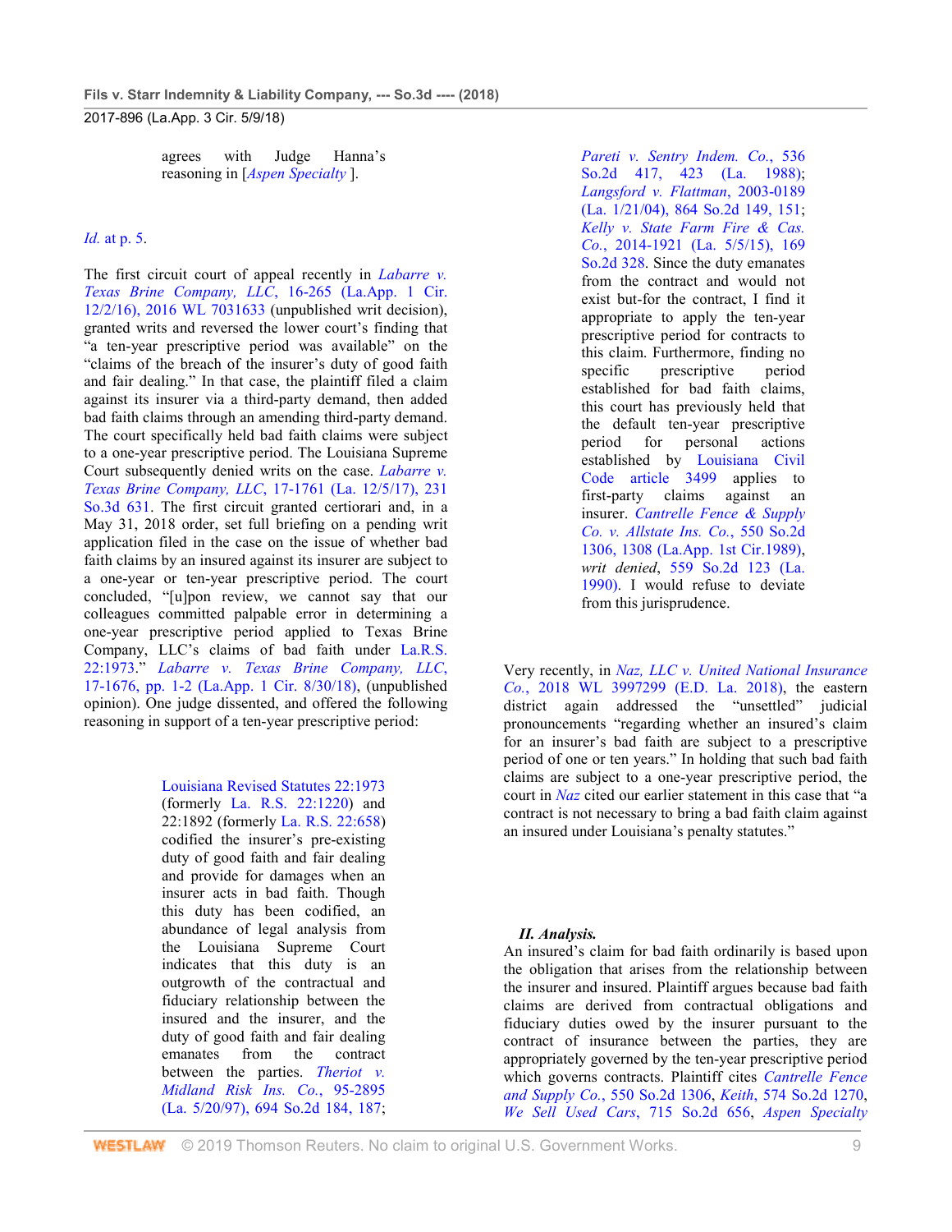> agrees with Judge Hanna's reasoning in [*Aspen Specialty* ].

*Id.* at p. 5.

The first circuit court of appeal recently in *Labarre v. Texas Brine Company, LLC*, 16-265 (La.App. 1 Cir. 12/2/16), 2016 WL 7031633 (unpublished writ decision), granted writs and reversed the lower court's finding that "a ten-year prescriptive period was available" on the "claims of the breach of the insurer's duty of good faith and fair dealing." In that case, the plaintiff filed a claim against its insurer via a third-party demand, then added bad faith claims through an amending third-party demand. The court specifically held bad faith claims were subject to a one-year prescriptive period. The Louisiana Supreme Court subsequently denied writs on the case. *Labarre v. Texas Brine Company, LLC*, 17-1761 (La. 12/5/17), 231 So.3d 631. The first circuit granted certiorari and, in a May 31, 2018 order, set full briefing on a pending writ application filed in the case on the issue of whether bad faith claims by an insured against its insurer are subject to a one-year or ten-year prescriptive period. The court concluded, "[u]pon review, we cannot say that our colleagues committed palpable error in determining a one-year prescriptive period applied to Texas Brine Company, LLC's claims of bad faith under La.R.S. 22:1973." *Labarre v. Texas Brine Company, LLC*, 17-1676, pp. 1-2 (La.App. 1 Cir. 8/30/18), (unpublished opinion). One judge dissented, and offered the following reasoning in support of a ten-year prescriptive period:

> Louisiana Revised Statutes 22:1973 (formerly La. R.S. 22:1220) and 22:1892 (formerly La. R.S. 22:658) codified the insurer's pre-existing duty of good faith and fair dealing and provide for damages when an insurer acts in bad faith. Though this duty has been codified, an abundance of legal analysis from the Louisiana Supreme Court indicates that this duty is an outgrowth of the contractual and fiduciary relationship between the insured and the insurer, and the duty of good faith and fair dealing emanates from the contract between the parties. *Theriot v. Midland Risk Ins. Co.*, 95-2895 (La. 5/20/97), 694 So.2d 184, 187; *Pareti v. Sentry Indem. Co.*, 536 So.2d 417, 423 (La. 1988); *Langsford v. Flattman*, 2003-0189 (La. 1/21/04), 864 So.2d 149, 151; *Kelly v. State Farm Fire & Cas. Co.*, 2014-1921 (La. 5/5/15), 169 So.2d 328. Since the duty emanates from the contract and would not exist but-for the contract, I find it appropriate to apply the ten-year prescriptive period for contracts to this claim. Furthermore, finding no specific prescriptive period established for bad faith claims, this court has previously held that the default ten-year prescriptive period for personal actions established by Louisiana Civil Code article 3499 applies to first-party claims against an insurer. *Cantrelle Fence & Supply Co. v. Allstate Ins. Co.*, 550 So.2d 1306, 1308 (La.App. 1st Cir.1989), *writ denied*, 559 So.2d 123 (La. 1990). I would refuse to deviate from this jurisprudence.

Very recently, in *Naz, LLC v. United National Insurance Co.*, 2018 WL 3997299 (E.D. La. 2018), the eastern district again addressed the "unsettled" judicial pronouncements "regarding whether an insured's claim for an insurer's bad faith are subject to a prescriptive period of one or ten years." In holding that such bad faith claims are subject to a one-year prescriptive period, the court in *Naz* cited our earlier statement in this case that "a contract is not necessary to bring a bad faith claim against an insured under Louisiana's penalty statutes."

### *II. Analysis.*

An insured's claim for bad faith ordinarily is based upon the obligation that arises from the relationship between the insurer and insured. Plaintiff argues because bad faith claims are derived from contractual obligations and fiduciary duties owed by the insurer pursuant to the contract of insurance between the parties, they are appropriately governed by the ten-year prescriptive period which governs contracts. Plaintiff cites *Cantrelle Fence and Supply Co.*, 550 So.2d 1306, *Keith*, 574 So.2d 1270, *We Sell Used Cars*, 715 So.2d 656, *Aspen Specialty*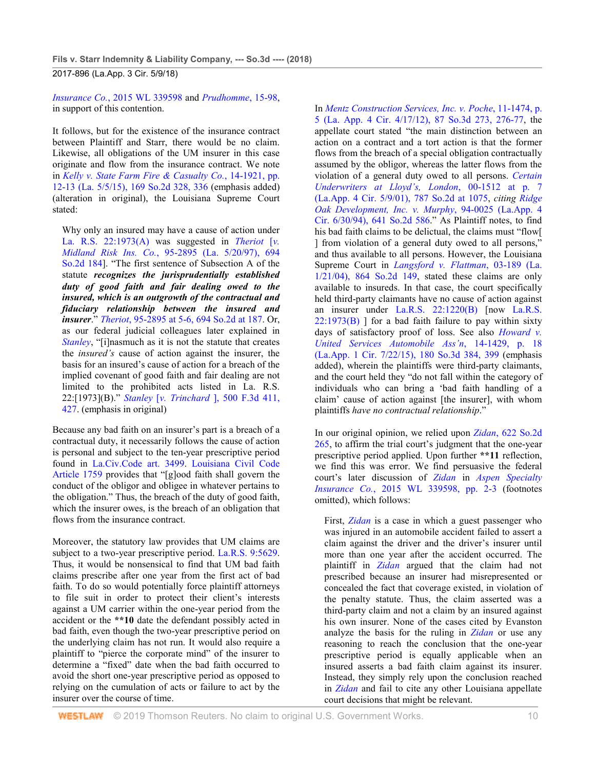*Insurance Co.*, 2015 WL 339598 and *Prudhomme*, 15-98, in support of this contention.

It follows, but for the existence of the insurance contract between Plaintiff and Starr, there would be no claim. Likewise, all obligations of the UM insurer in this case originate and flow from the insurance contract. We note in *Kelly v. State Farm Fire & Casualty Co.*, 14-1921, pp. 12-13 (La. 5/5/15), 169 So.2d 328, 336 (emphasis added) (alteration in original), the Louisiana Supreme Court stated:

> Why only an insured may have a cause of action under La. R.S. 22:1973(A) was suggested in *Theriot* [*v. Midland Risk Ins. Co.*, 95-2895 (La. 5/20/97), 694 So.2d 184]. "The first sentence of Subsection A of the statute ***recognizes the jurisprudentially established duty of good faith and fair dealing owed to the insured, which is an outgrowth of the contractual and fiduciary relationship between the insured and insurer***." *Theriot*, 95-2895 at 5-6, 694 So.2d at 187. Or, as our federal judicial colleagues later explained in *Stanley*, "[i]nasmuch as it is not the statute that creates the *insured's* cause of action against the insurer, the basis for an insured's cause of action for a breach of the implied covenant of good faith and fair dealing are not limited to the prohibited acts listed in La. R.S. 22:[1973](B)." *Stanley* [*v. Trinchard* ], 500 F.3d 411, 427. (emphasis in original)

Because any bad faith on an insurer's part is a breach of a contractual duty, it necessarily follows the cause of action is personal and subject to the ten-year prescriptive period found in La.Civ.Code art. 3499. Louisiana Civil Code Article 1759 provides that "[g]ood faith shall govern the conduct of the obligor and obligee in whatever pertains to the obligation." Thus, the breach of the duty of good faith, which the insurer owes, is the breach of an obligation that flows from the insurance contract.

Moreover, the statutory law provides that UM claims are subject to a two-year prescriptive period. La.R.S. 9:5629. Thus, it would be nonsensical to find that UM bad faith claims prescribe after one year from the first act of bad faith. To do so would potentially force plaintiff attorneys to file suit in order to protect their client's interests against a UM carrier within the one-year period from the accident or the **\*\*10** date the defendant possibly acted in bad faith, even though the two-year prescriptive period on the underlying claim has not run. It would also require a plaintiff to "pierce the corporate mind" of the insurer to determine a "fixed" date when the bad faith occurred to avoid the short one-year prescriptive period as opposed to relying on the cumulation of acts or failure to act by the insurer over the course of time.

In *Mentz Construction Services, Inc. v. Poche*, 11-1474, p. 5 (La. App. 4 Cir. 4/17/12), 87 So.3d 273, 276-77, the appellate court stated "the main distinction between an action on a contract and a tort action is that the former flows from the breach of a special obligation contractually assumed by the obligor, whereas the latter flows from the violation of a general duty owed to all persons. *Certain Underwriters at Lloyd's, London*, 00-1512 at p. 7 (La.App. 4 Cir. 5/9/01), 787 So.2d at 1075, *citing Ridge Oak Development, Inc. v. Murphy*, 94-0025 (La.App. 4 Cir. 6/30/94), 641 So.2d 586." As Plaintiff notes, to find his bad faith claims to be delictual, the claims must "flow[ ] from violation of a general duty owed to all persons," and thus available to all persons. However, the Louisiana Supreme Court in *Langsford v. Flattman*, 03-189 (La. 1/21/04), 864 So.2d 149, stated these claims are only available to insureds. In that case, the court specifically held third-party claimants have no cause of action against an insurer under La.R.S. 22:1220(B) [now La.R.S. 22:1973(B) ] for a bad faith failure to pay within sixty days of satisfactory proof of loss. See also *Howard v. United Services Automobile Ass'n*, 14-1429, p. 18 (La.App. 1 Cir. 7/22/15), 180 So.3d 384, 399 (emphasis added), wherein the plaintiffs were third-party claimants, and the court held they "do not fall within the category of individuals who can bring a 'bad faith handling of a claim' cause of action against [the insurer], with whom plaintiffs *have no contractual relationship*."

In our original opinion, we relied upon *Zidan*, 622 So.2d 265, to affirm the trial court's judgment that the one-year prescriptive period applied. Upon further **\*\*11** reflection, we find this was error. We find persuasive the federal court's later discussion of *Zidan* in *Aspen Specialty Insurance Co.*, 2015 WL 339598, pp. 2-3 (footnotes omitted), which follows:

> First, *Zidan* is a case in which a guest passenger who was injured in an automobile accident failed to assert a claim against the driver and the driver's insurer until more than one year after the accident occurred. The plaintiff in *Zidan* argued that the claim had not prescribed because an insurer had misrepresented or concealed the fact that coverage existed, in violation of the penalty statute. Thus, the claim asserted was a third-party claim and not a claim by an insured against his own insurer. None of the cases cited by Evanston analyze the basis for the ruling in *Zidan* or use any reasoning to reach the conclusion that the one-year prescriptive period is equally applicable when an insured asserts a bad faith claim against its insurer. Instead, they simply rely upon the conclusion reached in *Zidan* and fail to cite any other Louisiana appellate court decisions that might be relevant.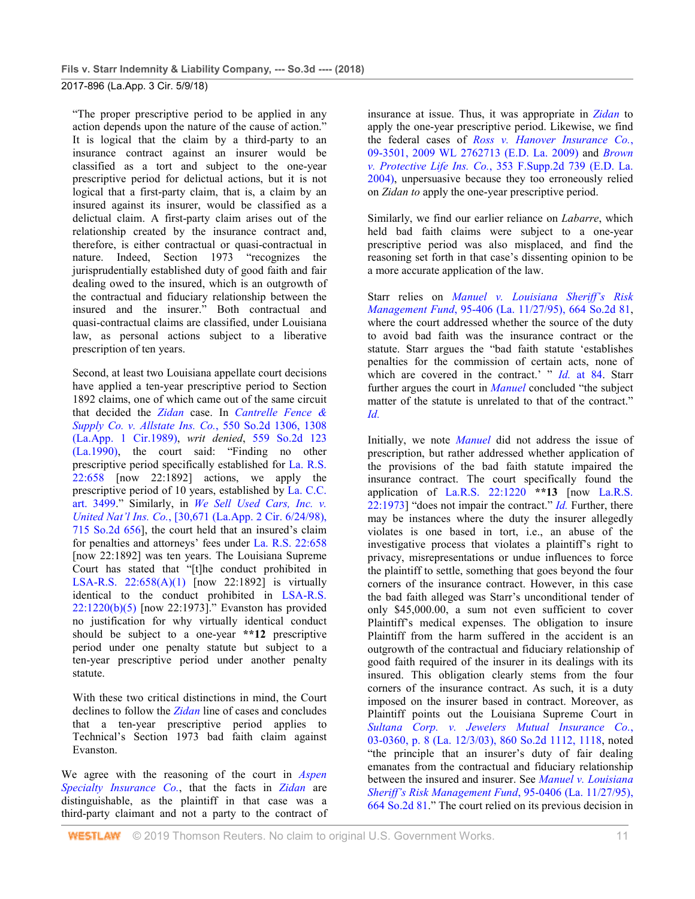"The proper prescriptive period to be applied in any action depends upon the nature of the cause of action." It is logical that the claim by a third-party to an insurance contract against an insurer would be classified as a tort and subject to the one-year prescriptive period for delictual actions, but it is not logical that a first-party claim, that is, a claim by an insured against its insurer, would be classified as a delictual claim. A first-party claim arises out of the relationship created by the insurance contract and, therefore, is either contractual or quasi-contractual in nature. Indeed, Section 1973 "recognizes the jurisprudentially established duty of good faith and fair dealing owed to the insured, which is an outgrowth of the contractual and fiduciary relationship between the insured and the insurer." Both contractual and quasi-contractual claims are classified, under Louisiana law, as personal actions subject to a liberative prescription of ten years.

Second, at least two Louisiana appellate court decisions have applied a ten-year prescriptive period to Section 1892 claims, one of which came out of the same circuit that decided the *Zidan* case. In *Cantrelle Fence & Supply Co. v. Allstate Ins. Co.*, 550 So.2d 1306, 1308 (La.App. 1 Cir.1989), *writ denied*, 559 So.2d 123 (La.1990), the court said: "Finding no other prescriptive period specifically established for La. R.S. 22:658 [now 22:1892] actions, we apply the prescriptive period of 10 years, established by La. C.C. art. 3499." Similarly, in *We Sell Used Cars, Inc. v. United Nat'l Ins. Co.*, [30,671 (La.App. 2 Cir. 6/24/98), 715 So.2d 656], the court held that an insured's claim for penalties and attorneys' fees under La. R.S. 22:658 [now 22:1892] was ten years. The Louisiana Supreme Court has stated that "[t]he conduct prohibited in LSA-R.S. 22:658(A)(1) [now 22:1892] is virtually identical to the conduct prohibited in LSA-R.S. 22:1220(b)(5) [now 22:1973]." Evanston has provided no justification for why virtually identical conduct should be subject to a one-year **12 prescriptive period under one penalty statute but subject to a ten-year prescriptive period under another penalty statute.

With these two critical distinctions in mind, the Court declines to follow the *Zidan* line of cases and concludes that a ten-year prescriptive period applies to Technical's Section 1973 bad faith claim against Evanston.

We agree with the reasoning of the court in *Aspen Specialty Insurance Co.*, that the facts in *Zidan* are distinguishable, as the plaintiff in that case was a third-party claimant and not a party to the contract of insurance at issue. Thus, it was appropriate in *Zidan* to apply the one-year prescriptive period. Likewise, we find the federal cases of *Ross v. Hanover Insurance Co.*, 09-3501, 2009 WL 2762713 (E.D. La. 2009) and *Brown v. Protective Life Ins. Co.*, 353 F.Supp.2d 739 (E.D. La. 2004), unpersuasive because they too erroneously relied on *Zidan to* apply the one-year prescriptive period.

Similarly, we find our earlier reliance on *Labarre*, which held bad faith claims were subject to a one-year prescriptive period was also misplaced, and find the reasoning set forth in that case's dissenting opinion to be a more accurate application of the law.

Starr relies on *Manuel v. Louisiana Sheriff's Risk Management Fund*, 95-406 (La. 11/27/95), 664 So.2d 81, where the court addressed whether the source of the duty to avoid bad faith was the insurance contract or the statute. Starr argues the "bad faith statute 'establishes penalties for the commission of certain acts, none of which are covered in the contract.' " *Id.* at 84. Starr further argues the court in *Manuel* concluded "the subject matter of the statute is unrelated to that of the contract." *Id.*

Initially, we note *Manuel* did not address the issue of prescription, but rather addressed whether application of the provisions of the bad faith statute impaired the insurance contract. The court specifically found the application of La.R.S. 22:1220 **13 [now La.R.S. 22:1973] "does not impair the contract." *Id.* Further, there may be instances where the duty the insurer allegedly violates is one based in tort, i.e., an abuse of the investigative process that violates a plaintiff's right to privacy, misrepresentations or undue influences to force the plaintiff to settle, something that goes beyond the four corners of the insurance contract. However, in this case the bad faith alleged was Starr's unconditional tender of only $45,000.00, a sum not even sufficient to cover Plaintiff's medical expenses. The obligation to insure Plaintiff from the harm suffered in the accident is an outgrowth of the contractual and fiduciary relationship of good faith required of the insurer in its dealings with its insured. This obligation clearly stems from the four corners of the insurance contract. As such, it is a duty imposed on the insurer based in contract. Moreover, as Plaintiff points out the Louisiana Supreme Court in *Sultana Corp. v. Jewelers Mutual Insurance Co.*, 03-0360, p. 8 (La. 12/3/03), 860 So.2d 1112, 1118, noted "the principle that an insurer's duty of fair dealing emanates from the contractual and fiduciary relationship between the insured and insurer. See *Manuel v. Louisiana Sheriff's Risk Management Fund*, 95-0406 (La. 11/27/95), 664 So.2d 81." The court relied on its previous decision in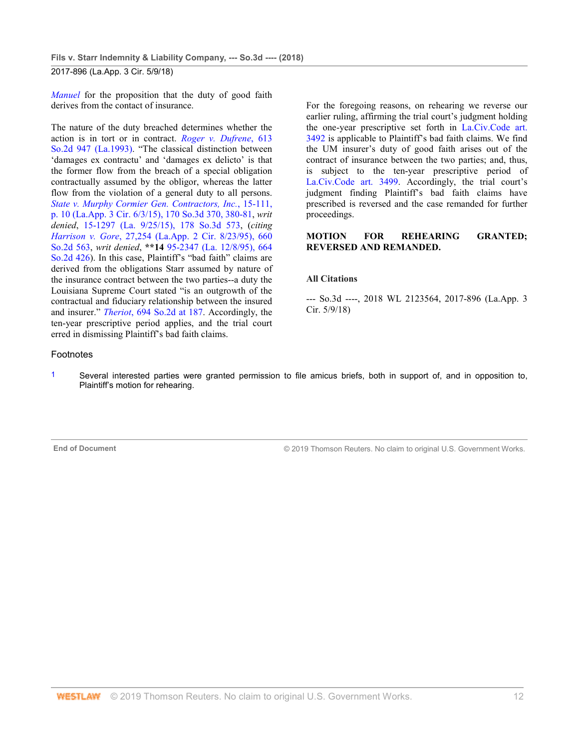*Manuel* for the proposition that the duty of good faith derives from the contact of insurance.

The nature of the duty breached determines whether the action is in tort or in contract. *Roger v. Dufrene*, 613 So.2d 947 (La.1993). "The classical distinction between 'damages ex contractu' and 'damages ex delicto' is that the former flow from the breach of a special obligation contractually assumed by the obligor, whereas the latter flow from the violation of a general duty to all persons. *State v. Murphy Cormier Gen. Contractors, Inc.*, 15-111, p. 10 (La.App. 3 Cir. 6/3/15), 170 So.3d 370, 380-81, *writ denied*, 15-1297 (La. 9/25/15), 178 So.3d 573, (*citing Harrison v. Gore*, 27,254 (La.App. 2 Cir. 8/23/95), 660 So.2d 563, *writ denied*, **14 95-2347 (La. 12/8/95), 664 So.2d 426). In this case, Plaintiff's "bad faith" claims are derived from the obligations Starr assumed by nature of the insurance contract between the two parties--a duty the Louisiana Supreme Court stated "is an outgrowth of the contractual and fiduciary relationship between the insured and insurer." *Theriot*, 694 So.2d at 187. Accordingly, the ten-year prescriptive period applies, and the trial court erred in dismissing Plaintiff's bad faith claims.

For the foregoing reasons, on rehearing we reverse our earlier ruling, affirming the trial court's judgment holding the one-year prescriptive set forth in La.Civ.Code art. 3492 is applicable to Plaintiff's bad faith claims. We find the UM insurer's duty of good faith arises out of the contract of insurance between the two parties; and, thus, is subject to the ten-year prescriptive period of La.Civ.Code art. 3499. Accordingly, the trial court's judgment finding Plaintiff's bad faith claims have prescribed is reversed and the case remanded for further proceedings.

**MOTION FOR REHEARING GRANTED; REVERSED AND REMANDED.**

**All Citations**

--- So.3d ----, 2018 WL 2123564, 2017-896 (La.App. 3 Cir. 5/9/18)

## Footnotes

1 Several interested parties were granted permission to file amicus briefs, both in support of, and in opposition to, Plaintiff's motion for rehearing.

End of Document